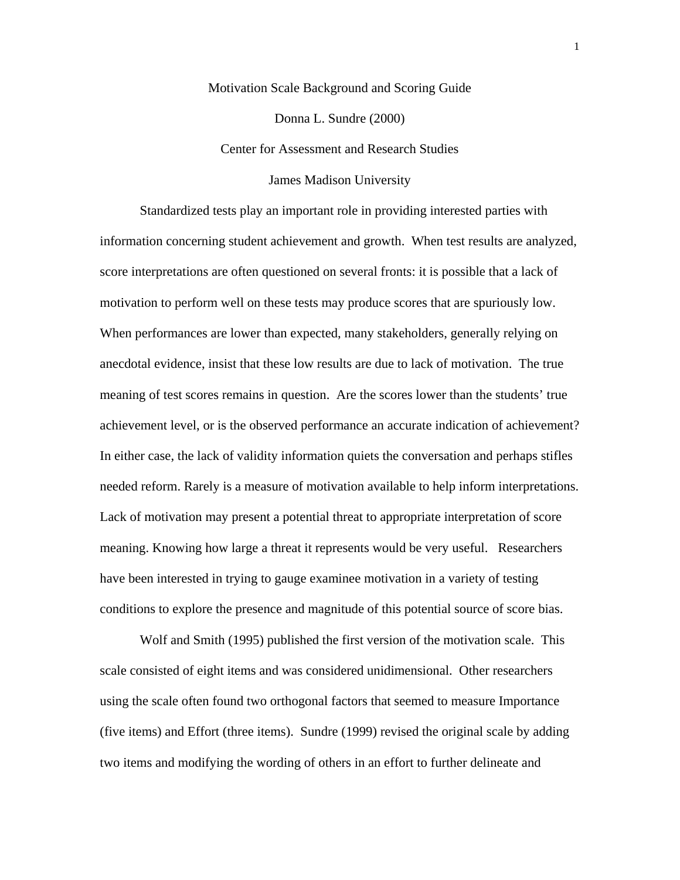# Motivation Scale Background and Scoring Guide

Donna L. Sundre (2000)

Center for Assessment and Research Studies

James Madison University

Standardized tests play an important role in providing interested parties with information concerning student achievement and growth. When test results are analyzed, score interpretations are often questioned on several fronts: it is possible that a lack of motivation to perform well on these tests may produce scores that are spuriously low. When performances are lower than expected, many stakeholders, generally relying on anecdotal evidence, insist that these low results are due to lack of motivation. The true meaning of test scores remains in question. Are the scores lower than the students' true achievement level, or is the observed performance an accurate indication of achievement? In either case, the lack of validity information quiets the conversation and perhaps stifles needed reform. Rarely is a measure of motivation available to help inform interpretations. Lack of motivation may present a potential threat to appropriate interpretation of score meaning. Knowing how large a threat it represents would be very useful. Researchers have been interested in trying to gauge examinee motivation in a variety of testing conditions to explore the presence and magnitude of this potential source of score bias.

Wolf and Smith (1995) published the first version of the motivation scale. This scale consisted of eight items and was considered unidimensional. Other researchers using the scale often found two orthogonal factors that seemed to measure Importance (five items) and Effort (three items). Sundre (1999) revised the original scale by adding two items and modifying the wording of others in an effort to further delineate and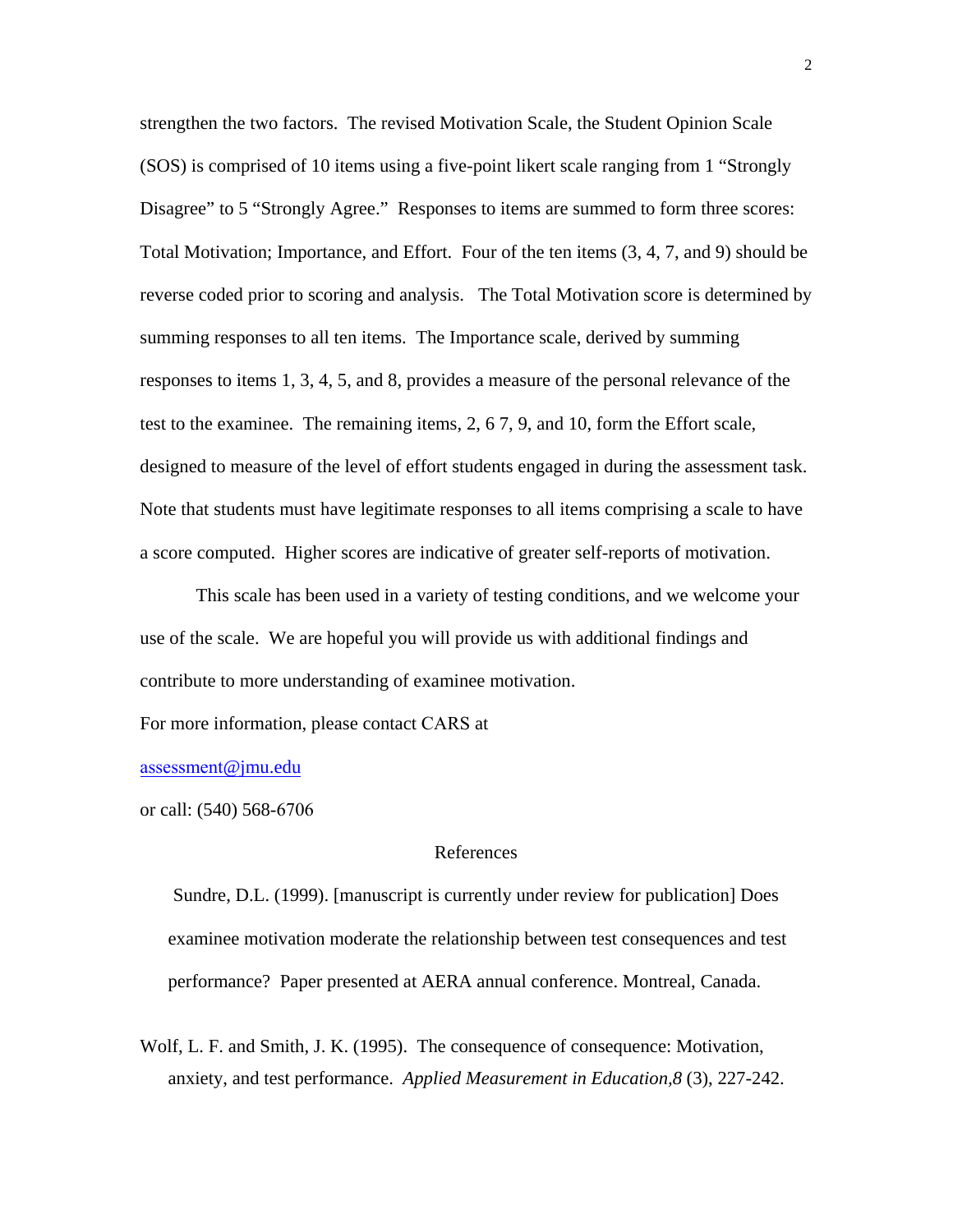strengthen the two factors. The revised Motivation Scale, the Student Opinion Scale (SOS) is comprised of 10 items using a five-point likert scale ranging from 1 "Strongly Disagree" to 5 "Strongly Agree." Responses to items are summed to form three scores: Total Motivation; Importance, and Effort. Four of the ten items (3, 4, 7, and 9) should be reverse coded prior to scoring and analysis. The Total Motivation score is determined by summing responses to all ten items. The Importance scale, derived by summing responses to items 1, 3, 4, 5, and 8, provides a measure of the personal relevance of the test to the examinee. The remaining items, 2, 6 7, 9, and 10, form the Effort scale, designed to measure of the level of effort students engaged in during the assessment task. Note that students must have legitimate responses to all items comprising a scale to have a score computed. Higher scores are indicative of greater self-reports of motivation.

This scale has been used in a variety of testing conditions, and we welcome your use of the scale. We are hopeful you will provide us with additional findings and contribute to more understanding of examinee motivation.

For more information, please contact CARS at

assessment@jmu.edu

or call: (540) 568-6706

## References

Sundre, D.L. (1999). [manuscript is currently under review for publication] Does examinee motivation moderate the relationship between test consequences and test performance? Paper presented at AERA annual conference. Montreal, Canada.

Wolf, L. F. and Smith, J. K. (1995). The consequence of consequence: Motivation, anxiety, and test performance. *Applied Measurement in Education,8* (3), 227-242.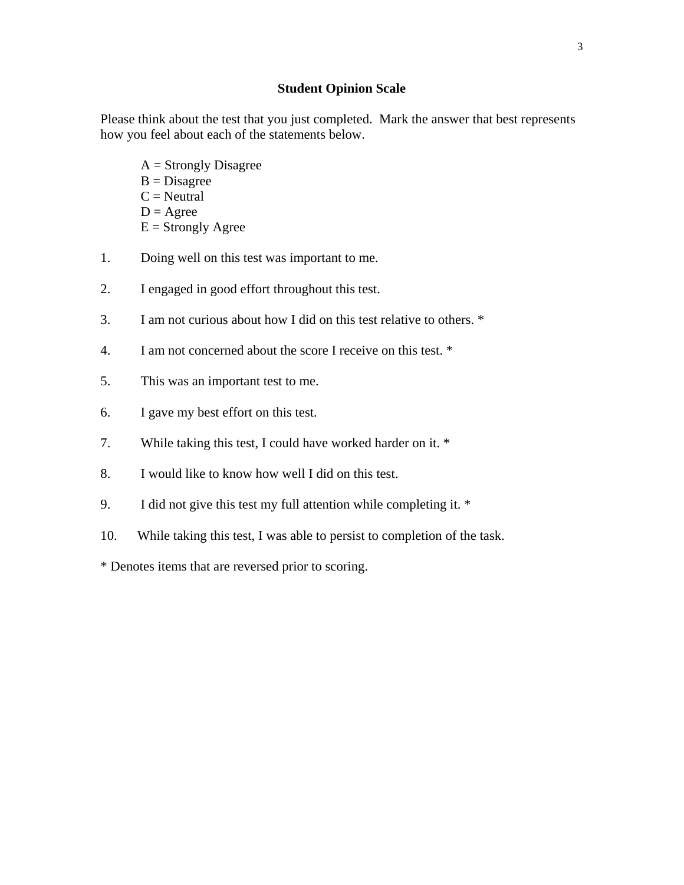**Student Opinion Scale**

Please think about the test that you just completed. Mark the answer that best represents how you feel about each of the statements below.

A = Strongly Disagree
B = Disagree
C = Neutral
D = Agree
E = Strongly Agree

1. Doing well on this test was important to me.

2. I engaged in good effort throughout this test.

3. I am not curious about how I did on this test relative to others. *

4. I am not concerned about the score I receive on this test. *

5. This was an important test to me.

6. I gave my best effort on this test.

7. While taking this test, I could have worked harder on it. *

8. I would like to know how well I did on this test.

9. I did not give this test my full attention while completing it. *

10. While taking this test, I was able to persist to completion of the task.

* Denotes items that are reversed prior to scoring.